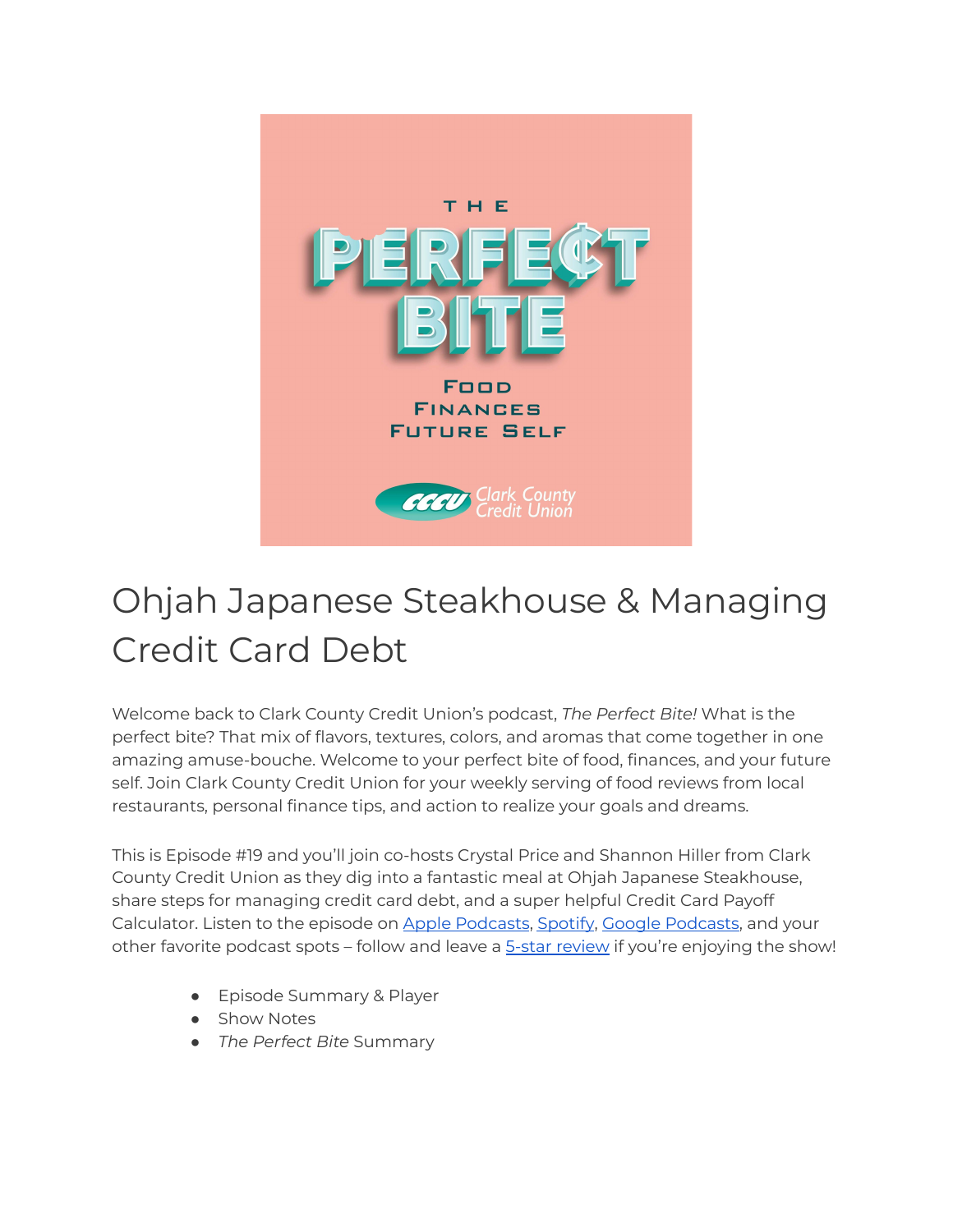# Ohjah Japanese Steakhouse & Managing Credit Card Debt

Welcome back to Clark County Credit Union's podcast, *The Perfect Bite!* What is the perfect bite? That mix of flavors, textures, colors, and aromas that come together in one amazing amuse-bouche. Welcome to your perfect bite of food, finances, and your future self. Join Clark County Credit Union for your weekly serving of food reviews from local restaurants, personal finance tips, and action to realize your goals and dreams.

This is Episode #19 and you'll join co-hosts Crystal Price and Shannon Hiller from Clark County Credit Union as they dig into a fantastic meal at Ohjah Japanese Steakhouse, share steps for managing credit card debt, and a super helpful Credit Card Payoff Calculator. Listen to the episode on Apple Podcasts, Spotify, Google Podcasts, and your other favorite podcast spots – follow and leave a 5-star review if you're enjoying the show!

- Episode Summary & Player
- Show Notes
- *The Perfect Bite* Summary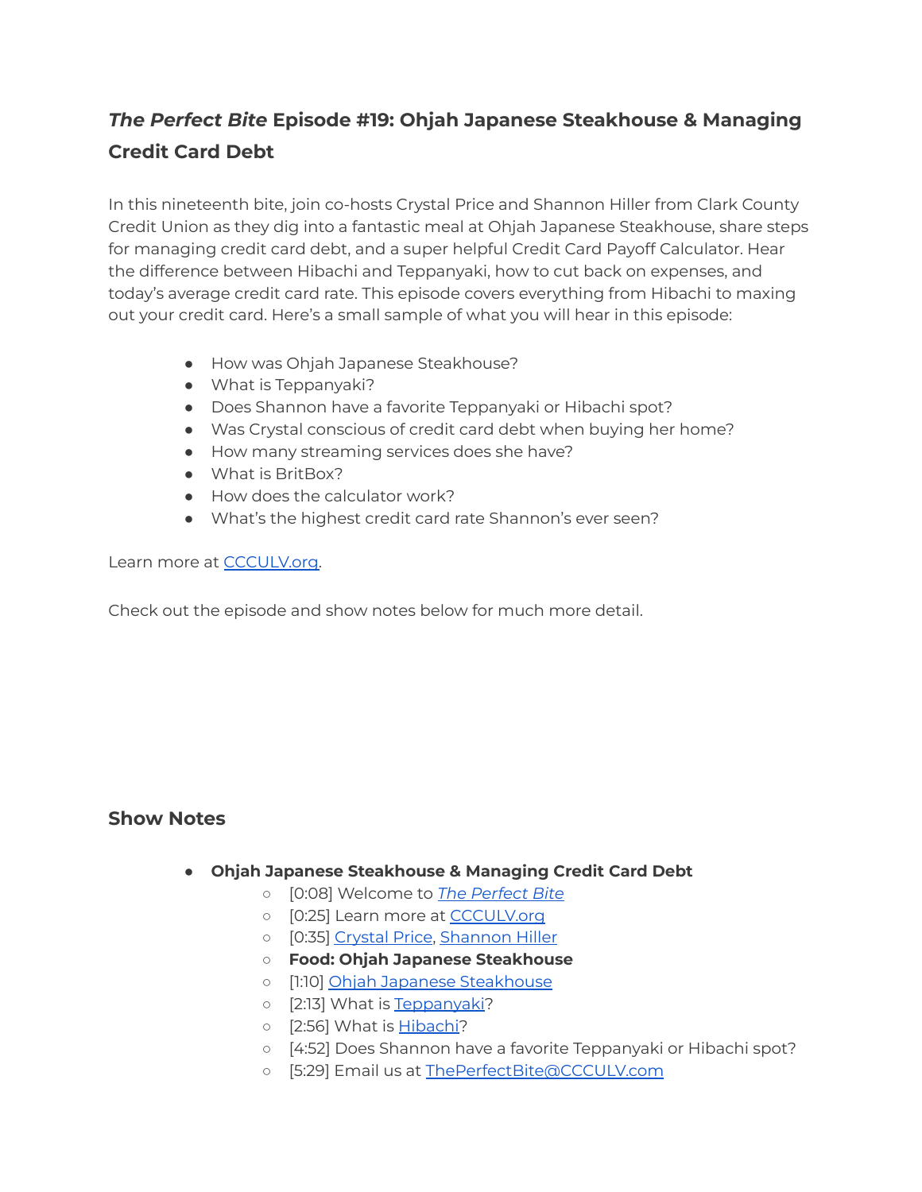## *The Perfect Bite* Episode #19: Ohjah Japanese Steakhouse & Managing Credit Card Debt

In this nineteenth bite, join co-hosts Crystal Price and Shannon Hiller from Clark County Credit Union as they dig into a fantastic meal at Ohjah Japanese Steakhouse, share steps for managing credit card debt, and a super helpful Credit Card Payoff Calculator. Hear the difference between Hibachi and Teppanyaki, how to cut back on expenses, and today's average credit card rate. This episode covers everything from Hibachi to maxing out your credit card. Here's a small sample of what you will hear in this episode:

- How was Ohjah Japanese Steakhouse?
- What is Teppanyaki?
- Does Shannon have a favorite Teppanyaki or Hibachi spot?
- Was Crystal conscious of credit card debt when buying her home?
- How many streaming services does she have?
- What is BritBox?
- How does the calculator work?
- What's the highest credit card rate Shannon's ever seen?

Learn more at [CCCULV.org](CCCULV.org).

Check out the episode and show notes below for much more detail.

## Show Notes

- **Ohjah Japanese Steakhouse & Managing Credit Card Debt**
  - [0:08] Welcome to *The Perfect Bite*
  - [0:25] Learn more at CCCULV.org
  - [0:35] Crystal Price, Shannon Hiller
  - **Food: Ohjah Japanese Steakhouse**
  - [1:10] Ohjah Japanese Steakhouse
  - [2:13] What is Teppanyaki?
  - [2:56] What is Hibachi?
  - [4:52] Does Shannon have a favorite Teppanyaki or Hibachi spot?
  - [5:29] Email us at ThePerfectBite@CCCULV.com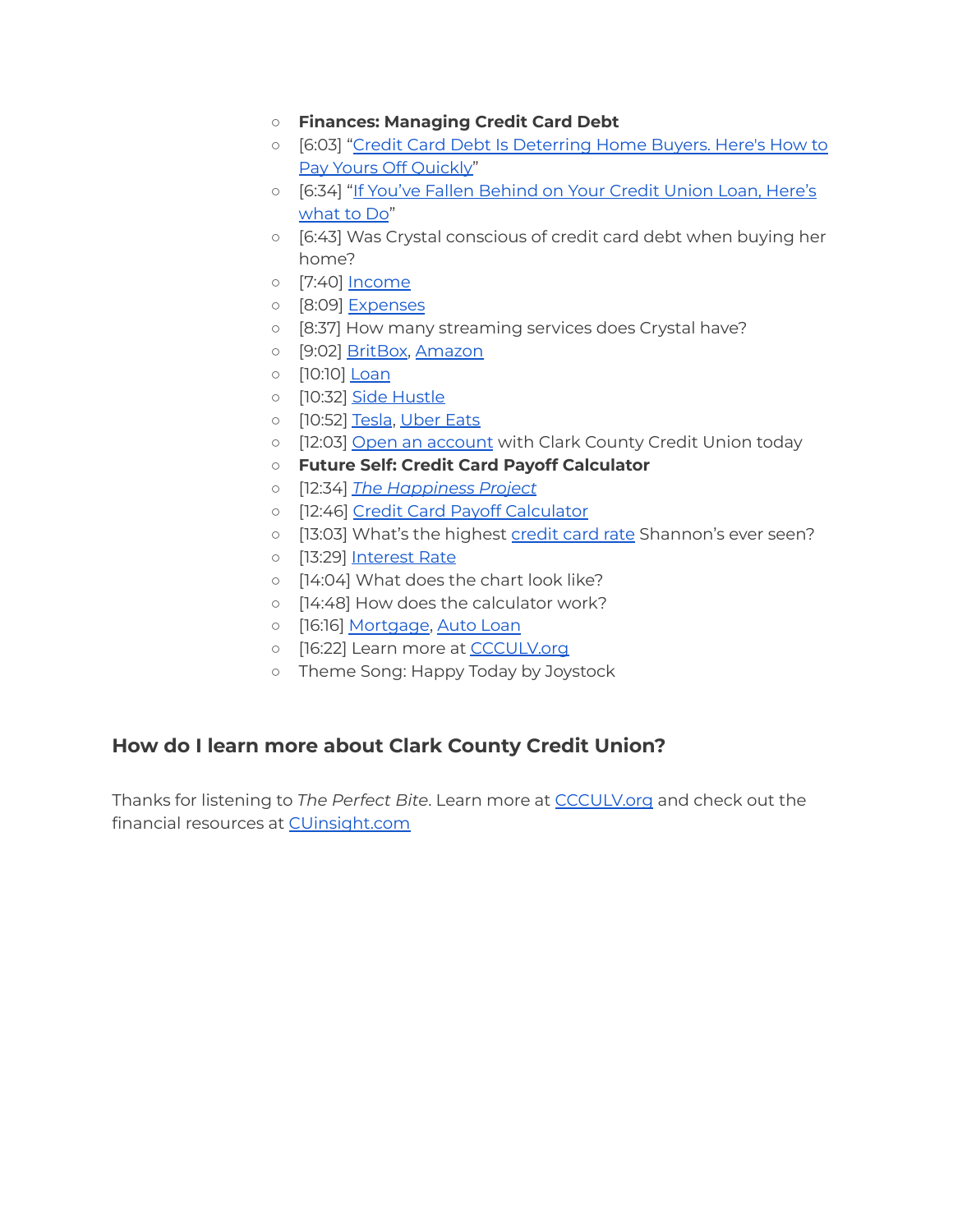- **Finances: Managing Credit Card Debt**
- [6:03] "Credit Card Debt Is Deterring Home Buyers. Here's How to Pay Yours Off Quickly"
- [6:34] "If You've Fallen Behind on Your Credit Union Loan, Here's what to Do"
- [6:43] Was Crystal conscious of credit card debt when buying her home?
- [7:40] Income
- [8:09] Expenses
- [8:37] How many streaming services does Crystal have?
- [9:02] BritBox, Amazon
- [10:10] Loan
- [10:32] Side Hustle
- [10:52] Tesla, Uber Eats
- [12:03] Open an account with Clark County Credit Union today
- **Future Self: Credit Card Payoff Calculator**
- [12:34] *The Happiness Project*
- [12:46] Credit Card Payoff Calculator
- [13:03] What's the highest credit card rate Shannon's ever seen?
- [13:29] Interest Rate
- [14:04] What does the chart look like?
- [14:48] How does the calculator work?
- [16:16] Mortgage, Auto Loan
- [16:22] Learn more at CCCULV.org
- Theme Song: Happy Today by Joystock

## How do I learn more about Clark County Credit Union?

Thanks for listening to *The Perfect Bite*. Learn more at CCCULV.org and check out the financial resources at CUinsight.com